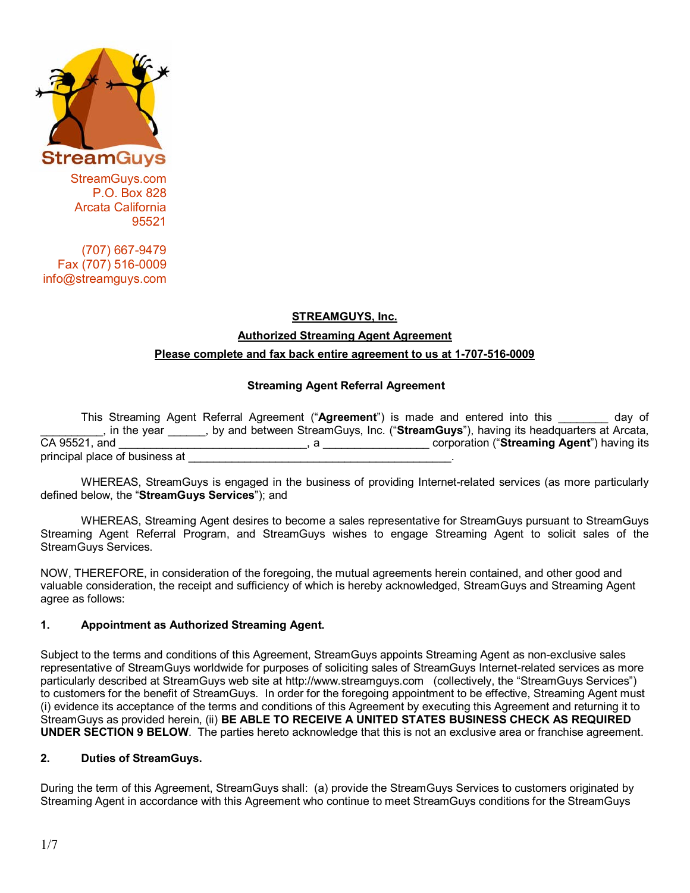StreamGuys

StreamGuys.com
P.O. Box 828
Arcata California
95521

(707) 667-9479
Fax (707) 516-0009
info@streamguys.com

**STREAMGUYS, Inc.**

**Authorized Streaming Agent Agreement**

**Please complete and fax back entire agreement to us at 1-707-516-0009**

**Streaming Agent Referral Agreement**

This Streaming Agent Referral Agreement ("**Agreement**") is made and entered into this ________ day of __________, in the year ______, by and between StreamGuys, Inc. ("**StreamGuys**"), having its headquarters at Arcata, CA 95521, and ______________________________, a ________________ corporation ("**Streaming Agent**") having its principal place of business at ___________________________________________.

WHEREAS, StreamGuys is engaged in the business of providing Internet-related services (as more particularly defined below, the "**StreamGuys Services**"); and

WHEREAS, Streaming Agent desires to become a sales representative for StreamGuys pursuant to StreamGuys Streaming Agent Referral Program, and StreamGuys wishes to engage Streaming Agent to solicit sales of the StreamGuys Services.

NOW, THEREFORE, in consideration of the foregoing, the mutual agreements herein contained, and other good and valuable consideration, the receipt and sufficiency of which is hereby acknowledged, StreamGuys and Streaming Agent agree as follows:

**1. Appointment as Authorized Streaming Agent.**

Subject to the terms and conditions of this Agreement, StreamGuys appoints Streaming Agent as non-exclusive sales representative of StreamGuys worldwide for purposes of soliciting sales of StreamGuys Internet-related services as more particularly described at StreamGuys web site at http://www.streamguys.com (collectively, the "StreamGuys Services") to customers for the benefit of StreamGuys. In order for the foregoing appointment to be effective, Streaming Agent must (i) evidence its acceptance of the terms and conditions of this Agreement by executing this Agreement and returning it to StreamGuys as provided herein, (ii) **BE ABLE TO RECEIVE A UNITED STATES BUSINESS CHECK AS REQUIRED UNDER SECTION 9 BELOW**. The parties hereto acknowledge that this is not an exclusive area or franchise agreement.

**2. Duties of StreamGuys.**

During the term of this Agreement, StreamGuys shall: (a) provide the StreamGuys Services to customers originated by Streaming Agent in accordance with this Agreement who continue to meet StreamGuys conditions for the StreamGuys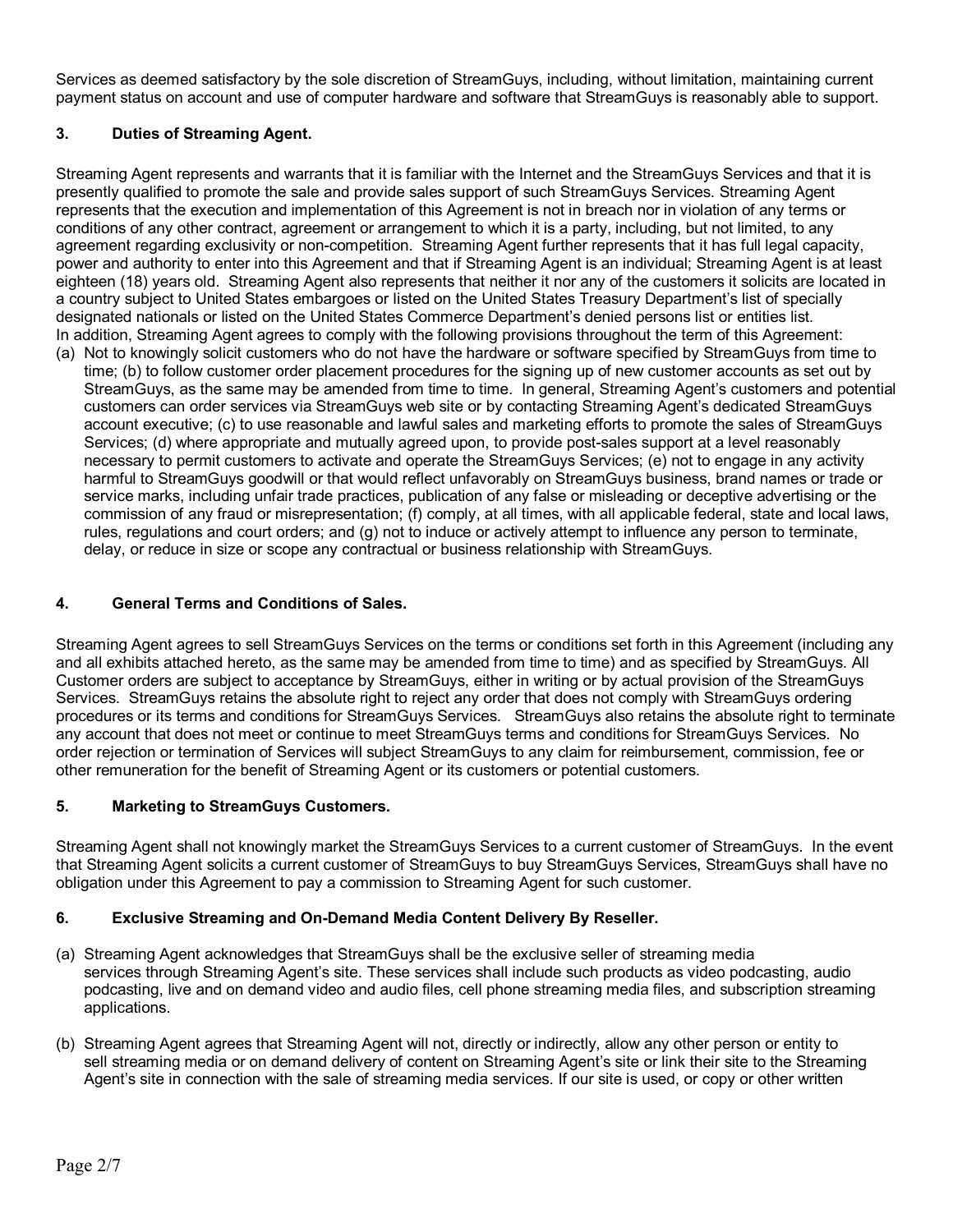Services as deemed satisfactory by the sole discretion of StreamGuys, including, without limitation, maintaining current payment status on account and use of computer hardware and software that StreamGuys is reasonably able to support.

## 3. Duties of Streaming Agent.

Streaming Agent represents and warrants that it is familiar with the Internet and the StreamGuys Services and that it is presently qualified to promote the sale and provide sales support of such StreamGuys Services. Streaming Agent represents that the execution and implementation of this Agreement is not in breach nor in violation of any terms or conditions of any other contract, agreement or arrangement to which it is a party, including, but not limited, to any agreement regarding exclusivity or non-competition. Streaming Agent further represents that it has full legal capacity, power and authority to enter into this Agreement and that if Streaming Agent is an individual; Streaming Agent is at least eighteen (18) years old. Streaming Agent also represents that neither it nor any of the customers it solicits are located in a country subject to United States embargoes or listed on the United States Treasury Department's list of specially designated nationals or listed on the United States Commerce Department's denied persons list or entities list.
In addition, Streaming Agent agrees to comply with the following provisions throughout the term of this Agreement:

(a) Not to knowingly solicit customers who do not have the hardware or software specified by StreamGuys from time to time; (b) to follow customer order placement procedures for the signing up of new customer accounts as set out by StreamGuys, as the same may be amended from time to time. In general, Streaming Agent's customers and potential customers can order services via StreamGuys web site or by contacting Streaming Agent's dedicated StreamGuys account executive; (c) to use reasonable and lawful sales and marketing efforts to promote the sales of StreamGuys Services; (d) where appropriate and mutually agreed upon, to provide post-sales support at a level reasonably necessary to permit customers to activate and operate the StreamGuys Services; (e) not to engage in any activity harmful to StreamGuys goodwill or that would reflect unfavorably on StreamGuys business, brand names or trade or service marks, including unfair trade practices, publication of any false or misleading or deceptive advertising or the commission of any fraud or misrepresentation; (f) comply, at all times, with all applicable federal, state and local laws, rules, regulations and court orders; and (g) not to induce or actively attempt to influence any person to terminate, delay, or reduce in size or scope any contractual or business relationship with StreamGuys.

## 4. General Terms and Conditions of Sales.

Streaming Agent agrees to sell StreamGuys Services on the terms or conditions set forth in this Agreement (including any and all exhibits attached hereto, as the same may be amended from time to time) and as specified by StreamGuys. All Customer orders are subject to acceptance by StreamGuys, either in writing or by actual provision of the StreamGuys Services. StreamGuys retains the absolute right to reject any order that does not comply with StreamGuys ordering procedures or its terms and conditions for StreamGuys Services. StreamGuys also retains the absolute right to terminate any account that does not meet or continue to meet StreamGuys terms and conditions for StreamGuys Services. No order rejection or termination of Services will subject StreamGuys to any claim for reimbursement, commission, fee or other remuneration for the benefit of Streaming Agent or its customers or potential customers.

## 5. Marketing to StreamGuys Customers.

Streaming Agent shall not knowingly market the StreamGuys Services to a current customer of StreamGuys. In the event that Streaming Agent solicits a current customer of StreamGuys to buy StreamGuys Services, StreamGuys shall have no obligation under this Agreement to pay a commission to Streaming Agent for such customer.

## 6. Exclusive Streaming and On-Demand Media Content Delivery By Reseller.

(a) Streaming Agent acknowledges that StreamGuys shall be the exclusive seller of streaming media services through Streaming Agent's site. These services shall include such products as video podcasting, audio podcasting, live and on demand video and audio files, cell phone streaming media files, and subscription streaming applications.

(b) Streaming Agent agrees that Streaming Agent will not, directly or indirectly, allow any other person or entity to sell streaming media or on demand delivery of content on Streaming Agent's site or link their site to the Streaming Agent's site in connection with the sale of streaming media services. If our site is used, or copy or other written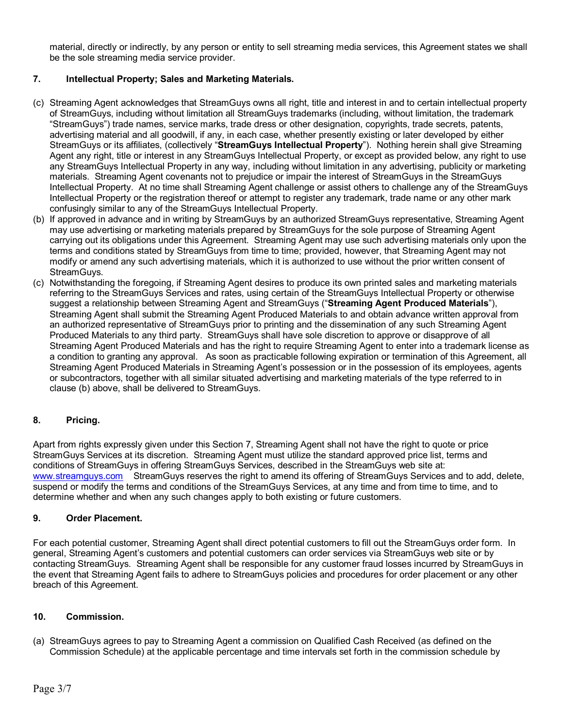material, directly or indirectly, by any person or entity to sell streaming media services, this Agreement states we shall be the sole streaming media service provider.

**7. Intellectual Property; Sales and Marketing Materials.**

(c) Streaming Agent acknowledges that StreamGuys owns all right, title and interest in and to certain intellectual property of StreamGuys, including without limitation all StreamGuys trademarks (including, without limitation, the trademark "StreamGuys") trade names, service marks, trade dress or other designation, copyrights, trade secrets, patents, advertising material and all goodwill, if any, in each case, whether presently existing or later developed by either StreamGuys or its affiliates, (collectively "**StreamGuys Intellectual Property**"). Nothing herein shall give Streaming Agent any right, title or interest in any StreamGuys Intellectual Property, or except as provided below, any right to use any StreamGuys Intellectual Property in any way, including without limitation in any advertising, publicity or marketing materials. Streaming Agent covenants not to prejudice or impair the interest of StreamGuys in the StreamGuys Intellectual Property. At no time shall Streaming Agent challenge or assist others to challenge any of the StreamGuys Intellectual Property or the registration thereof or attempt to register any trademark, trade name or any other mark confusingly similar to any of the StreamGuys Intellectual Property.

(b) If approved in advance and in writing by StreamGuys by an authorized StreamGuys representative, Streaming Agent may use advertising or marketing materials prepared by StreamGuys for the sole purpose of Streaming Agent carrying out its obligations under this Agreement. Streaming Agent may use such advertising materials only upon the terms and conditions stated by StreamGuys from time to time; provided, however, that Streaming Agent may not modify or amend any such advertising materials, which it is authorized to use without the prior written consent of StreamGuys.

(c) Notwithstanding the foregoing, if Streaming Agent desires to produce its own printed sales and marketing materials referring to the StreamGuys Services and rates, using certain of the StreamGuys Intellectual Property or otherwise suggest a relationship between Streaming Agent and StreamGuys ("**Streaming Agent Produced Materials**"), Streaming Agent shall submit the Streaming Agent Produced Materials to and obtain advance written approval from an authorized representative of StreamGuys prior to printing and the dissemination of any such Streaming Agent Produced Materials to any third party. StreamGuys shall have sole discretion to approve or disapprove of all Streaming Agent Produced Materials and has the right to require Streaming Agent to enter into a trademark license as a condition to granting any approval. As soon as practicable following expiration or termination of this Agreement, all Streaming Agent Produced Materials in Streaming Agent's possession or in the possession of its employees, agents or subcontractors, together with all similar situated advertising and marketing materials of the type referred to in clause (b) above, shall be delivered to StreamGuys.

**8. Pricing.**

Apart from rights expressly given under this Section 7, Streaming Agent shall not have the right to quote or price StreamGuys Services at its discretion. Streaming Agent must utilize the standard approved price list, terms and conditions of StreamGuys in offering StreamGuys Services, described in the StreamGuys web site at: [www.streamguys.com](http://www.streamguys.com) StreamGuys reserves the right to amend its offering of StreamGuys Services and to add, delete, suspend or modify the terms and conditions of the StreamGuys Services, at any time and from time to time, and to determine whether and when any such changes apply to both existing or future customers.

**9. Order Placement.**

For each potential customer, Streaming Agent shall direct potential customers to fill out the StreamGuys order form. In general, Streaming Agent's customers and potential customers can order services via StreamGuys web site or by contacting StreamGuys. Streaming Agent shall be responsible for any customer fraud losses incurred by StreamGuys in the event that Streaming Agent fails to adhere to StreamGuys policies and procedures for order placement or any other breach of this Agreement.

**10. Commission.**

(a) StreamGuys agrees to pay to Streaming Agent a commission on Qualified Cash Received (as defined on the Commission Schedule) at the applicable percentage and time intervals set forth in the commission schedule by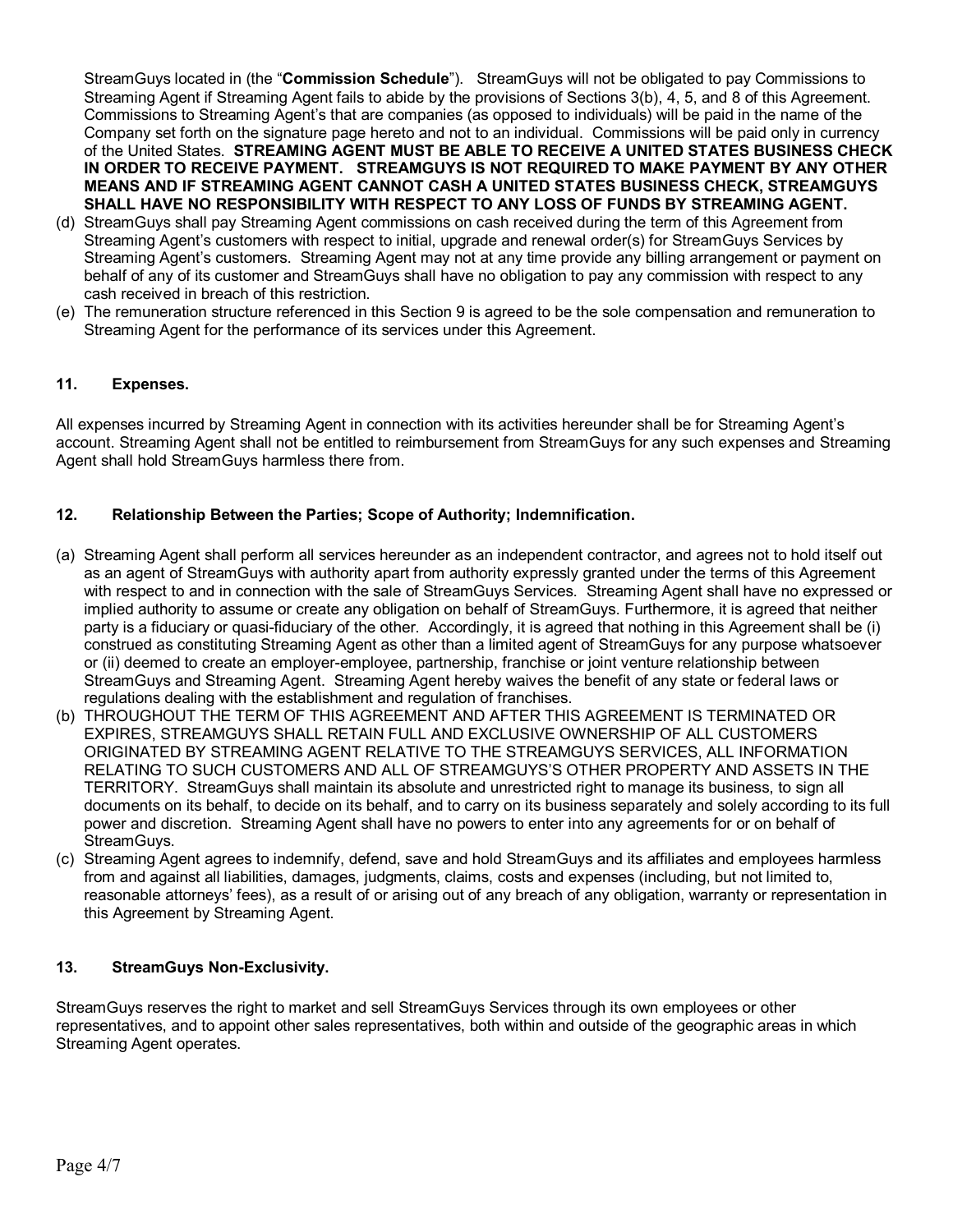StreamGuys located in (the "**Commission Schedule**"). StreamGuys will not be obligated to pay Commissions to Streaming Agent if Streaming Agent fails to abide by the provisions of Sections 3(b), 4, 5, and 8 of this Agreement. Commissions to Streaming Agent's that are companies (as opposed to individuals) will be paid in the name of the Company set forth on the signature page hereto and not to an individual. Commissions will be paid only in currency of the United States. **STREAMING AGENT MUST BE ABLE TO RECEIVE A UNITED STATES BUSINESS CHECK IN ORDER TO RECEIVE PAYMENT. STREAMGUYS IS NOT REQUIRED TO MAKE PAYMENT BY ANY OTHER MEANS AND IF STREAMING AGENT CANNOT CASH A UNITED STATES BUSINESS CHECK, STREAMGUYS SHALL HAVE NO RESPONSIBILITY WITH RESPECT TO ANY LOSS OF FUNDS BY STREAMING AGENT.**

(d) StreamGuys shall pay Streaming Agent commissions on cash received during the term of this Agreement from Streaming Agent's customers with respect to initial, upgrade and renewal order(s) for StreamGuys Services by Streaming Agent's customers. Streaming Agent may not at any time provide any billing arrangement or payment on behalf of any of its customer and StreamGuys shall have no obligation to pay any commission with respect to any cash received in breach of this restriction.

(e) The remuneration structure referenced in this Section 9 is agreed to be the sole compensation and remuneration to Streaming Agent for the performance of its services under this Agreement.

## 11. Expenses.

All expenses incurred by Streaming Agent in connection with its activities hereunder shall be for Streaming Agent's account. Streaming Agent shall not be entitled to reimbursement from StreamGuys for any such expenses and Streaming Agent shall hold StreamGuys harmless there from.

## 12. Relationship Between the Parties; Scope of Authority; Indemnification.

(a) Streaming Agent shall perform all services hereunder as an independent contractor, and agrees not to hold itself out as an agent of StreamGuys with authority apart from authority expressly granted under the terms of this Agreement with respect to and in connection with the sale of StreamGuys Services. Streaming Agent shall have no expressed or implied authority to assume or create any obligation on behalf of StreamGuys. Furthermore, it is agreed that neither party is a fiduciary or quasi-fiduciary of the other. Accordingly, it is agreed that nothing in this Agreement shall be (i) construed as constituting Streaming Agent as other than a limited agent of StreamGuys for any purpose whatsoever or (ii) deemed to create an employer-employee, partnership, franchise or joint venture relationship between StreamGuys and Streaming Agent. Streaming Agent hereby waives the benefit of any state or federal laws or regulations dealing with the establishment and regulation of franchises.

(b) THROUGHOUT THE TERM OF THIS AGREEMENT AND AFTER THIS AGREEMENT IS TERMINATED OR EXPIRES, STREAMGUYS SHALL RETAIN FULL AND EXCLUSIVE OWNERSHIP OF ALL CUSTOMERS ORIGINATED BY STREAMING AGENT RELATIVE TO THE STREAMGUYS SERVICES, ALL INFORMATION RELATING TO SUCH CUSTOMERS AND ALL OF STREAMGUYS'S OTHER PROPERTY AND ASSETS IN THE TERRITORY. StreamGuys shall maintain its absolute and unrestricted right to manage its business, to sign all documents on its behalf, to decide on its behalf, and to carry on its business separately and solely according to its full power and discretion. Streaming Agent shall have no powers to enter into any agreements for or on behalf of StreamGuys.

(c) Streaming Agent agrees to indemnify, defend, save and hold StreamGuys and its affiliates and employees harmless from and against all liabilities, damages, judgments, claims, costs and expenses (including, but not limited to, reasonable attorneys' fees), as a result of or arising out of any breach of any obligation, warranty or representation in this Agreement by Streaming Agent.

## 13. StreamGuys Non-Exclusivity.

StreamGuys reserves the right to market and sell StreamGuys Services through its own employees or other representatives, and to appoint other sales representatives, both within and outside of the geographic areas in which Streaming Agent operates.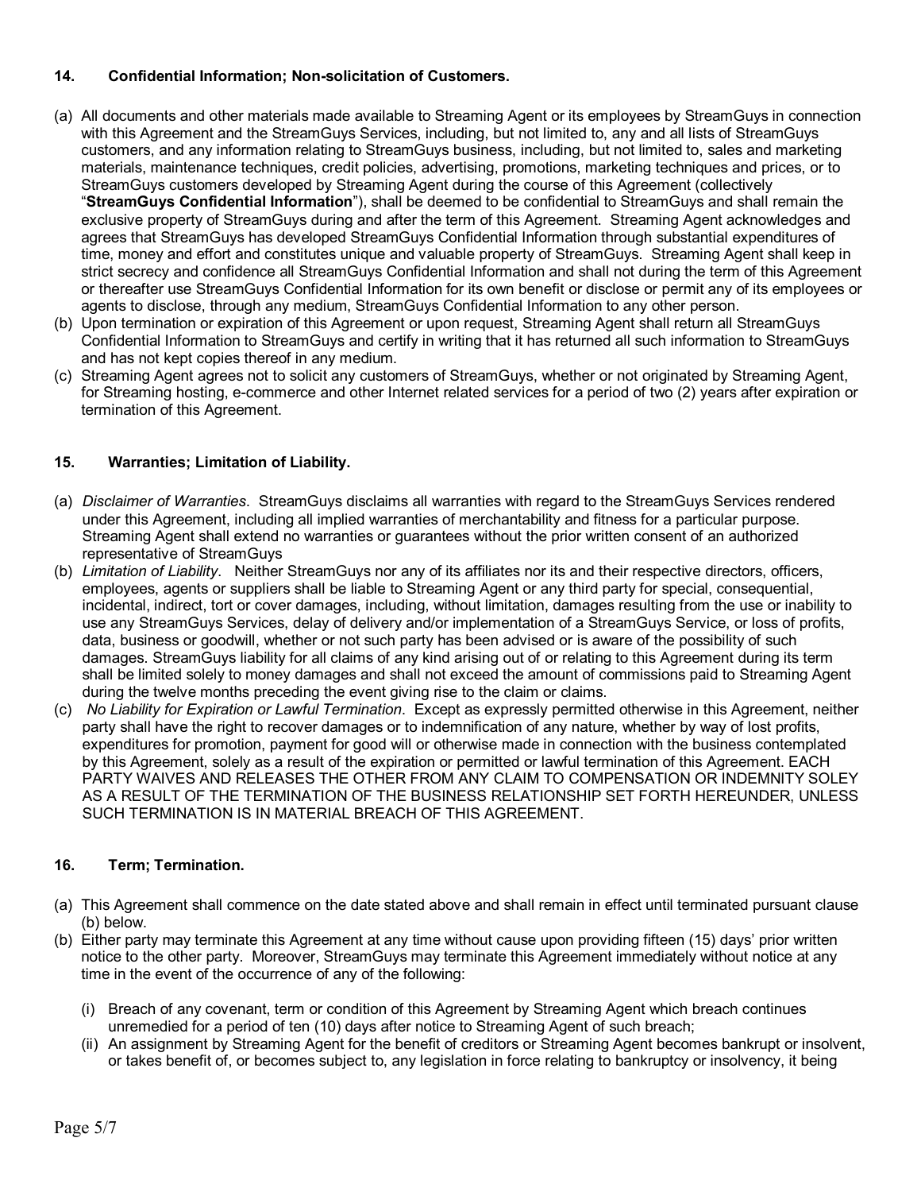### 14. Confidential Information; Non-solicitation of Customers.

(a) All documents and other materials made available to Streaming Agent or its employees by StreamGuys in connection with this Agreement and the StreamGuys Services, including, but not limited to, any and all lists of StreamGuys customers, and any information relating to StreamGuys business, including, but not limited to, sales and marketing materials, maintenance techniques, credit policies, advertising, promotions, marketing techniques and prices, or to StreamGuys customers developed by Streaming Agent during the course of this Agreement (collectively "**StreamGuys Confidential Information**"), shall be deemed to be confidential to StreamGuys and shall remain the exclusive property of StreamGuys during and after the term of this Agreement. Streaming Agent acknowledges and agrees that StreamGuys has developed StreamGuys Confidential Information through substantial expenditures of time, money and effort and constitutes unique and valuable property of StreamGuys. Streaming Agent shall keep in strict secrecy and confidence all StreamGuys Confidential Information and shall not during the term of this Agreement or thereafter use StreamGuys Confidential Information for its own benefit or disclose or permit any of its employees or agents to disclose, through any medium, StreamGuys Confidential Information to any other person.

(b) Upon termination or expiration of this Agreement or upon request, Streaming Agent shall return all StreamGuys Confidential Information to StreamGuys and certify in writing that it has returned all such information to StreamGuys and has not kept copies thereof in any medium.

(c) Streaming Agent agrees not to solicit any customers of StreamGuys, whether or not originated by Streaming Agent, for Streaming hosting, e-commerce and other Internet related services for a period of two (2) years after expiration or termination of this Agreement.

### 15. Warranties; Limitation of Liability.

(a) *Disclaimer of Warranties*. StreamGuys disclaims all warranties with regard to the StreamGuys Services rendered under this Agreement, including all implied warranties of merchantability and fitness for a particular purpose. Streaming Agent shall extend no warranties or guarantees without the prior written consent of an authorized representative of StreamGuys

(b) *Limitation of Liability*. Neither StreamGuys nor any of its affiliates nor its and their respective directors, officers, employees, agents or suppliers shall be liable to Streaming Agent or any third party for special, consequential, incidental, indirect, tort or cover damages, including, without limitation, damages resulting from the use or inability to use any StreamGuys Services, delay of delivery and/or implementation of a StreamGuys Service, or loss of profits, data, business or goodwill, whether or not such party has been advised or is aware of the possibility of such damages. StreamGuys liability for all claims of any kind arising out of or relating to this Agreement during its term shall be limited solely to money damages and shall not exceed the amount of commissions paid to Streaming Agent during the twelve months preceding the event giving rise to the claim or claims.

(c) *No Liability for Expiration or Lawful Termination*. Except as expressly permitted otherwise in this Agreement, neither party shall have the right to recover damages or to indemnification of any nature, whether by way of lost profits, expenditures for promotion, payment for good will or otherwise made in connection with the business contemplated by this Agreement, solely as a result of the expiration or permitted or lawful termination of this Agreement. EACH PARTY WAIVES AND RELEASES THE OTHER FROM ANY CLAIM TO COMPENSATION OR INDEMNITY SOLEY AS A RESULT OF THE TERMINATION OF THE BUSINESS RELATIONSHIP SET FORTH HEREUNDER, UNLESS SUCH TERMINATION IS IN MATERIAL BREACH OF THIS AGREEMENT.

### 16. Term; Termination.

(a) This Agreement shall commence on the date stated above and shall remain in effect until terminated pursuant clause (b) below.

(b) Either party may terminate this Agreement at any time without cause upon providing fifteen (15) days' prior written notice to the other party. Moreover, StreamGuys may terminate this Agreement immediately without notice at any time in the event of the occurrence of any of the following:

   (i) Breach of any covenant, term or condition of this Agreement by Streaming Agent which breach continues unremedied for a period of ten (10) days after notice to Streaming Agent of such breach;

   (ii) An assignment by Streaming Agent for the benefit of creditors or Streaming Agent becomes bankrupt or insolvent, or takes benefit of, or becomes subject to, any legislation in force relating to bankruptcy or insolvency, it being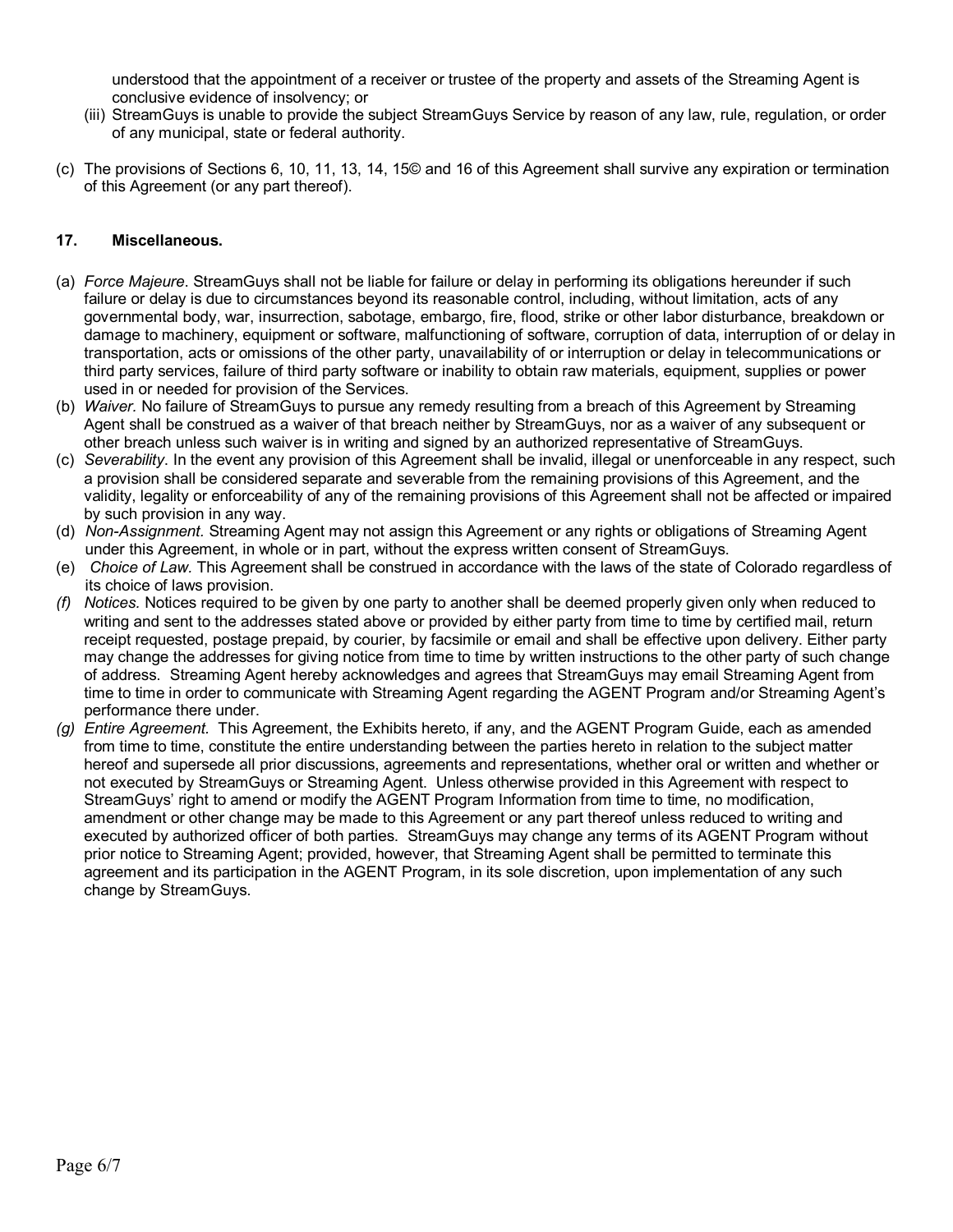understood that the appointment of a receiver or trustee of the property and assets of the Streaming Agent is conclusive evidence of insolvency; or

(iii) StreamGuys is unable to provide the subject StreamGuys Service by reason of any law, rule, regulation, or order of any municipal, state or federal authority.

(c) The provisions of Sections 6, 10, 11, 13, 14, 15© and 16 of this Agreement shall survive any expiration or termination of this Agreement (or any part thereof).

## 17. Miscellaneous.

(a) *Force Majeure*. StreamGuys shall not be liable for failure or delay in performing its obligations hereunder if such failure or delay is due to circumstances beyond its reasonable control, including, without limitation, acts of any governmental body, war, insurrection, sabotage, embargo, fire, flood, strike or other labor disturbance, breakdown or damage to machinery, equipment or software, malfunctioning of software, corruption of data, interruption of or delay in transportation, acts or omissions of the other party, unavailability of or interruption or delay in telecommunications or third party services, failure of third party software or inability to obtain raw materials, equipment, supplies or power used in or needed for provision of the Services.

(b) *Waiver.* No failure of StreamGuys to pursue any remedy resulting from a breach of this Agreement by Streaming Agent shall be construed as a waiver of that breach neither by StreamGuys, nor as a waiver of any subsequent or other breach unless such waiver is in writing and signed by an authorized representative of StreamGuys.

(c) *Severability*. In the event any provision of this Agreement shall be invalid, illegal or unenforceable in any respect, such a provision shall be considered separate and severable from the remaining provisions of this Agreement, and the validity, legality or enforceability of any of the remaining provisions of this Agreement shall not be affected or impaired by such provision in any way.

(d) *Non-Assignment.* Streaming Agent may not assign this Agreement or any rights or obligations of Streaming Agent under this Agreement, in whole or in part, without the express written consent of StreamGuys.

(e) *Choice of Law.* This Agreement shall be construed in accordance with the laws of the state of Colorado regardless of its choice of laws provision.

*(f) Notices.* Notices required to be given by one party to another shall be deemed properly given only when reduced to writing and sent to the addresses stated above or provided by either party from time to time by certified mail, return receipt requested, postage prepaid, by courier, by facsimile or email and shall be effective upon delivery. Either party may change the addresses for giving notice from time to time by written instructions to the other party of such change of address. Streaming Agent hereby acknowledges and agrees that StreamGuys may email Streaming Agent from time to time in order to communicate with Streaming Agent regarding the AGENT Program and/or Streaming Agent's performance there under.

*(g) Entire Agreement.* This Agreement, the Exhibits hereto, if any, and the AGENT Program Guide, each as amended from time to time, constitute the entire understanding between the parties hereto in relation to the subject matter hereof and supersede all prior discussions, agreements and representations, whether oral or written and whether or not executed by StreamGuys or Streaming Agent. Unless otherwise provided in this Agreement with respect to StreamGuys' right to amend or modify the AGENT Program Information from time to time, no modification, amendment or other change may be made to this Agreement or any part thereof unless reduced to writing and executed by authorized officer of both parties. StreamGuys may change any terms of its AGENT Program without prior notice to Streaming Agent; provided, however, that Streaming Agent shall be permitted to terminate this agreement and its participation in the AGENT Program, in its sole discretion, upon implementation of any such change by StreamGuys.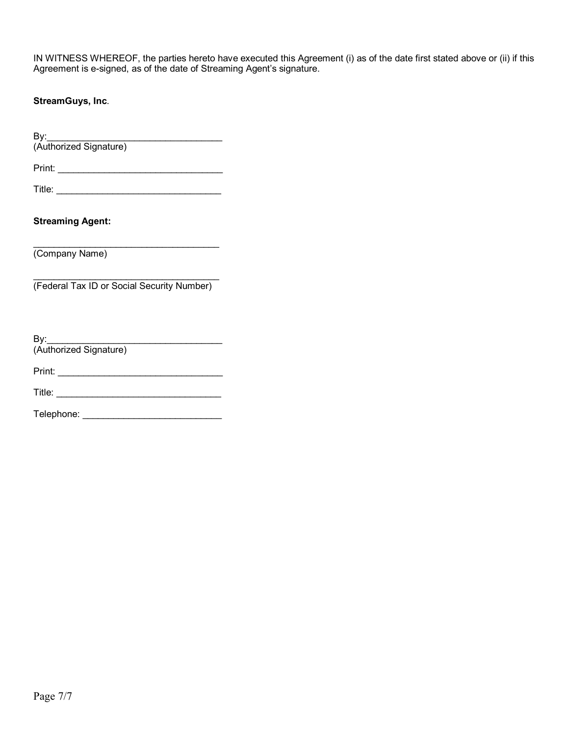IN WITNESS WHEREOF, the parties hereto have executed this Agreement (i) as of the date first stated above or (ii) if this Agreement is e-signed, as of the date of Streaming Agent's signature.

**StreamGuys, Inc**.

By:_________________________________
(Authorized Signature)

Print: _______________________________

Title: _______________________________

**Streaming Agent:**

___________________________________
(Company Name)

___________________________________
(Federal Tax ID or Social Security Number)

By:_________________________________
(Authorized Signature)

Print: _______________________________

Title: _______________________________

Telephone: ___________________________